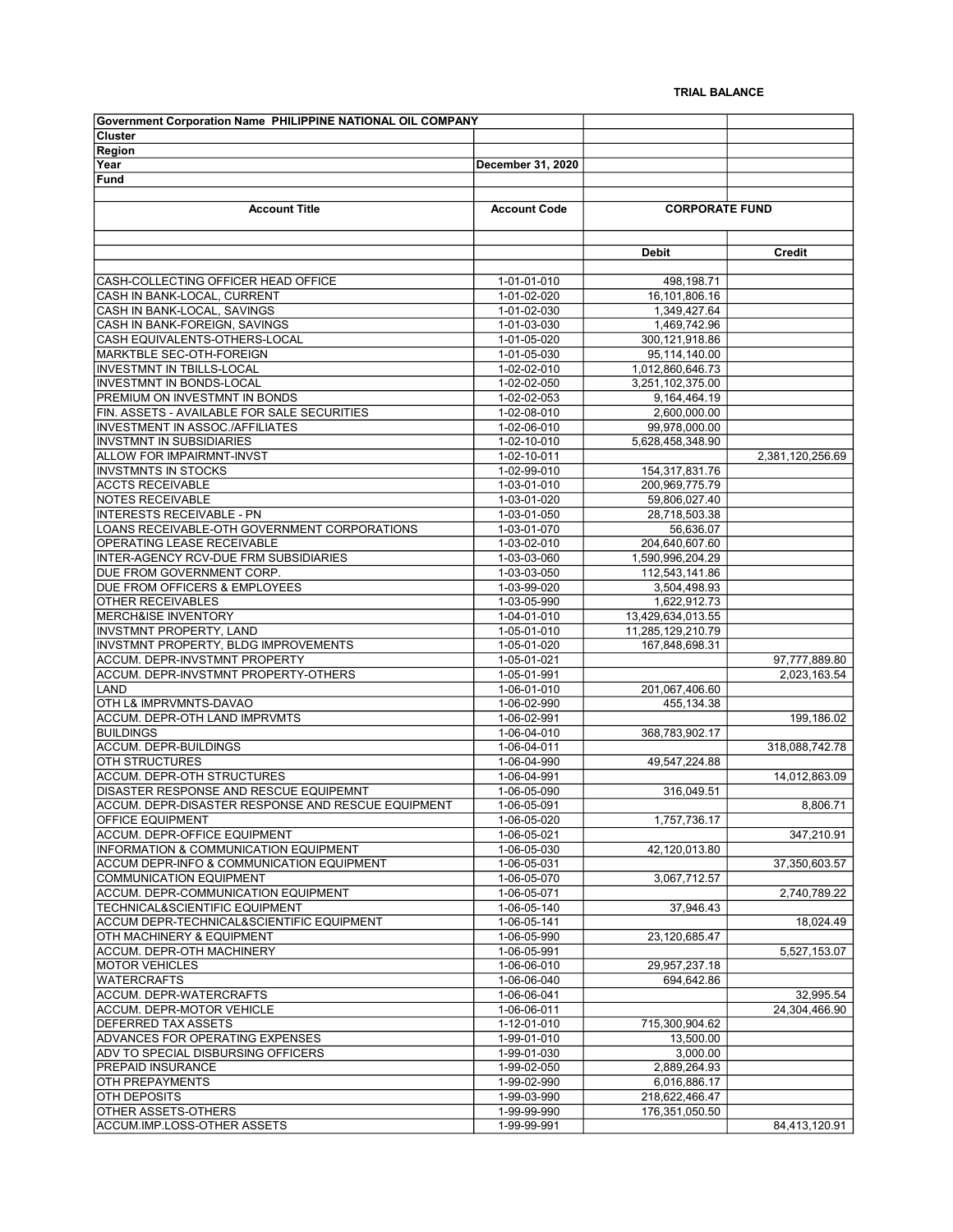**TRIAL BALANCE**

| Government Corporation Name PHILIPPINE NATIONAL OIL COMPANY | | | |
|---|---|---|---|
| Cluster | | | |
| Region | | | |
| Year | December 31, 2020 | | |
| Fund | | | |
| **Account Title** | **Account Code** | **CORPORATE FUND** | |
| | | **Debit** | **Credit** |
| CASH-COLLECTING OFFICER HEAD OFFICE | 1-01-01-010 | 498,198.71 | |
| CASH IN BANK-LOCAL, CURRENT | 1-01-02-020 | 16,101,806.16 | |
| CASH IN BANK-LOCAL, SAVINGS | 1-01-02-030 | 1,349,427.64 | |
| CASH IN BANK-FOREIGN, SAVINGS | 1-01-03-030 | 1,469,742.96 | |
| CASH EQUIVALENTS-OTHERS-LOCAL | 1-01-05-020 | 300,121,918.86 | |
| MARKTBLE SEC-OTH-FOREIGN | 1-01-05-030 | 95,114,140.00 | |
| INVESTMNT IN TBILLS-LOCAL | 1-02-02-010 | 1,012,860,646.73 | |
| INVESTMNT IN BONDS-LOCAL | 1-02-02-050 | 3,251,102,375.00 | |
| PREMIUM ON INVESTMNT IN BONDS | 1-02-02-053 | 9,164,464.19 | |
| FIN. ASSETS - AVAILABLE FOR SALE SECURITIES | 1-02-08-010 | 2,600,000.00 | |
| INVESTMENT IN ASSOC./AFFILIATES | 1-02-06-010 | 99,978,000.00 | |
| INVSTMNT IN SUBSIDIARIES | 1-02-10-010 | 5,628,458,348.90 | |
| ALLOW FOR IMPAIRMNT-INVST | 1-02-10-011 | | 2,381,120,256.69 |
| INVSTMNTS IN STOCKS | 1-02-99-010 | 154,317,831.76 | |
| ACCTS RECEIVABLE | 1-03-01-010 | 200,969,775.79 | |
| NOTES RECEIVABLE | 1-03-01-020 | 59,806,027.40 | |
| INTERESTS RECEIVABLE - PN | 1-03-01-050 | 28,718,503.38 | |
| LOANS RECEIVABLE-OTH GOVERNMENT CORPORATIONS | 1-03-01-070 | 56,636.07 | |
| OPERATING LEASE RECEIVABLE | 1-03-02-010 | 204,640,607.60 | |
| INTER-AGENCY RCV-DUE FRM SUBSIDIARIES | 1-03-03-060 | 1,590,996,204.29 | |
| DUE FROM GOVERNMENT CORP. | 1-03-03-050 | 112,543,141.86 | |
| DUE FROM OFFICERS & EMPLOYEES | 1-03-99-020 | 3,504,498.93 | |
| OTHER RECEIVABLES | 1-03-05-990 | 1,622,912.73 | |
| MERCH&ISE INVENTORY | 1-04-01-010 | 13,429,634,013.55 | |
| INVSTMNT PROPERTY, LAND | 1-05-01-010 | 11,285,129,210.79 | |
| INVSTMNT PROPERTY, BLDG IMPROVEMENTS | 1-05-01-020 | 167,848,698.31 | |
| ACCUM. DEPR-INVSTMNT PROPERTY | 1-05-01-021 | | 97,777,889.80 |
| ACCUM. DEPR-INVSTMNT PROPERTY-OTHERS | 1-05-01-991 | | 2,023,163.54 |
| LAND | 1-06-01-010 | 201,067,406.60 | |
| OTH L& IMPRVMNTS-DAVAO | 1-06-02-990 | 455,134.38 | |
| ACCUM. DEPR-OTH LAND IMPRVMTS | 1-06-02-991 | | 199,186.02 |
| BUILDINGS | 1-06-04-010 | 368,783,902.17 | |
| ACCUM. DEPR-BUILDINGS | 1-06-04-011 | | 318,088,742.78 |
| OTH STRUCTURES | 1-06-04-990 | 49,547,224.88 | |
| ACCUM. DEPR-OTH STRUCTURES | 1-06-04-991 | | 14,012,863.09 |
| DISASTER RESPONSE AND RESCUE EQUIPEMNT | 1-06-05-090 | 316,049.51 | |
| ACCUM. DEPR-DISASTER RESPONSE AND RESCUE EQUIPMENT | 1-06-05-091 | | 8,806.71 |
| OFFICE EQUIPMENT | 1-06-05-020 | 1,757,736.17 | |
| ACCUM. DEPR-OFFICE EQUIPMENT | 1-06-05-021 | | 347,210.91 |
| INFORMATION & COMMUNICATION EQUIPMENT | 1-06-05-030 | 42,120,013.80 | |
| ACCUM DEPR-INFO & COMMUNICATION EQUIPMENT | 1-06-05-031 | | 37,350,603.57 |
| COMMUNICATION EQUIPMENT | 1-06-05-070 | 3,067,712.57 | |
| ACCUM. DEPR-COMMUNICATION EQUIPMENT | 1-06-05-071 | | 2,740,789.22 |
| TECHNICAL&SCIENTIFIC EQUIPMENT | 1-06-05-140 | 37,946.43 | |
| ACCUM DEPR-TECHNICAL&SCIENTIFIC EQUIPMENT | 1-06-05-141 | | 18,024.49 |
| OTH MACHINERY & EQUIPMENT | 1-06-05-990 | 23,120,685.47 | |
| ACCUM. DEPR-OTH MACHINERY | 1-06-05-991 | | 5,527,153.07 |
| MOTOR VEHICLES | 1-06-06-010 | 29,957,237.18 | |
| WATERCRAFTS | 1-06-06-040 | 694,642.86 | |
| ACCUM. DEPR-WATERCRAFTS | 1-06-06-041 | | 32,995.54 |
| ACCUM. DEPR-MOTOR VEHICLE | 1-06-06-011 | | 24,304,466.90 |
| DEFERRED TAX ASSETS | 1-12-01-010 | 715,300,904.62 | |
| ADVANCES FOR OPERATING EXPENSES | 1-99-01-010 | 13,500.00 | |
| ADV TO SPECIAL DISBURSING OFFICERS | 1-99-01-030 | 3,000.00 | |
| PREPAID INSURANCE | 1-99-02-050 | 2,889,264.93 | |
| OTH PREPAYMENTS | 1-99-02-990 | 6,016,886.17 | |
| OTH DEPOSITS | 1-99-03-990 | 218,622,466.47 | |
| OTHER ASSETS-OTHERS | 1-99-99-990 | 176,351,050.50 | |
| ACCUM.IMP.LOSS-OTHER ASSETS | 1-99-99-991 | | 84,413,120.91 |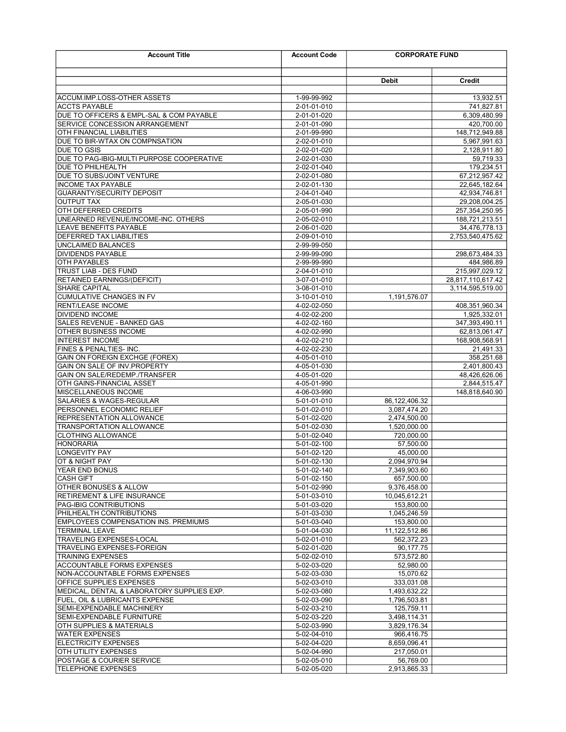| Account Title | Account Code | CORPORATE FUND | |
|---|---|---|---|
| | | | |
| | | Debit | Credit |
| | | | |
| ACCUM.IMP.LOSS-OTHER ASSETS | 1-99-99-992 | | 13,932.51 |
| ACCTS PAYABLE | 2-01-01-010 | | 741,827.81 |
| DUE TO OFFICERS & EMPL-SAL & COM PAYABLE | 2-01-01-020 | | 6,309,480.99 |
| SERVICE CONCESSION ARRANGEMENT | 2-01-01-090 | | 420,700.00 |
| OTH FINANCIAL LIABILITIES | 2-01-99-990 | | 148,712,949.88 |
| DUE TO BIR-WTAX ON COMPNSATION | 2-02-01-010 | | 5,967,991.63 |
| DUE TO GSIS | 2-02-01-020 | | 2,128,911.80 |
| DUE TO PAG-IBIG-MULTI PURPOSE COOPERATIVE | 2-02-01-030 | | 59,719.33 |
| DUE TO PHILHEALTH | 2-02-01-040 | | 179,234.51 |
| DUE TO SUBS/JOINT VENTURE | 2-02-01-080 | | 67,212,957.42 |
| INCOME TAX PAYABLE | 2-02-01-130 | | 22,645,182.64 |
| GUARANTY/SECURITY DEPOSIT | 2-04-01-040 | | 42,934,746.81 |
| OUTPUT TAX | 2-05-01-030 | | 29,208,004.25 |
| OTH DEFERRED CREDITS | 2-05-01-990 | | 257,354,250.95 |
| UNEARNED REVENUE/INCOME-INC. OTHERS | 2-05-02-010 | | 188,721,213.51 |
| LEAVE BENEFITS PAYABLE | 2-06-01-020 | | 34,476,778.13 |
| DEFERRED TAX LIABILITIES | 2-09-01-010 | | 2,753,540,475.62 |
| UNCLAIMED BALANCES | 2-99-99-050 | | |
| DIVIDENDS PAYABLE | 2-99-99-090 | | 298,673,484.33 |
| OTH PAYABLES | 2-99-99-990 | | 484,986.89 |
| TRUST LIAB - DES FUND | 2-04-01-010 | | 215,997,029.12 |
| RETAINED EARNINGS/(DEFICIT) | 3-07-01-010 | | 28,817,110,617.42 |
| SHARE CAPITAL | 3-08-01-010 | | 3,114,595,519.00 |
| CUMULATIVE CHANGES IN FV | 3-10-01-010 | 1,191,576.07 | |
| RENT/LEASE INCOME | 4-02-02-050 | | 408,351,960.34 |
| DIVIDEND INCOME | 4-02-02-200 | | 1,925,332.01 |
| SALES REVENUE - BANKED GAS | 4-02-02-160 | | 347,393,490.11 |
| OTHER BUSINESS INCOME | 4-02-02-990 | | 62,813,061.47 |
| INTEREST INCOME | 4-02-02-210 | | 168,908,568.91 |
| FINES & PENALTIES- INC. | 4-02-02-230 | | 21,491.33 |
| GAIN ON FOREIGN EXCHGE (FOREX) | 4-05-01-010 | | 358,251.68 |
| GAIN ON SALE OF INV.PROPERTY | 4-05-01-030 | | 2,401,800.43 |
| GAIN ON SALE/REDEMP./TRANSFER | 4-05-01-020 | | 48,426,626.06 |
| OTH GAINS-FINANCIAL ASSET | 4-05-01-990 | | 2,844,515.47 |
| MISCELLANEOUS INCOME | 4-06-03-990 | | 148,818,640.90 |
| SALARIES & WAGES-REGULAR | 5-01-01-010 | 86,122,406.32 | |
| PERSONNEL ECONOMIC RELIEF | 5-01-02-010 | 3,087,474.20 | |
| REPRESENTATION ALLOWANCE | 5-01-02-020 | 2,474,500.00 | |
| TRANSPORTATION ALLOWANCE | 5-01-02-030 | 1,520,000.00 | |
| CLOTHING ALLOWANCE | 5-01-02-040 | 720,000.00 | |
| HONORARIA | 5-01-02-100 | 57,500.00 | |
| LONGEVITY PAY | 5-01-02-120 | 45,000.00 | |
| OT & NIGHT PAY | 5-01-02-130 | 2,094,970.94 | |
| YEAR END BONUS | 5-01-02-140 | 7,349,903.60 | |
| CASH GIFT | 5-01-02-150 | 657,500.00 | |
| OTHER BONUSES & ALLOW | 5-01-02-990 | 9,376,458.00 | |
| RETIREMENT & LIFE INSURANCE | 5-01-03-010 | 10,045,612.21 | |
| PAG-IBIG CONTRIBUTIONS | 5-01-03-020 | 153,800.00 | |
| PHILHEALTH CONTRIBUTIONS | 5-01-03-030 | 1,045,246.59 | |
| EMPLOYEES COMPENSATION INS. PREMIUMS | 5-01-03-040 | 153,800.00 | |
| TERMINAL LEAVE | 5-01-04-030 | 11,122,512.86 | |
| TRAVELING EXPENSES-LOCAL | 5-02-01-010 | 562,372.23 | |
| TRAVELING EXPENSES-FOREIGN | 5-02-01-020 | 90,177.75 | |
| TRAINING EXPENSES | 5-02-02-010 | 573,572.80 | |
| ACCOUNTABLE FORMS EXPENSES | 5-02-03-020 | 52,980.00 | |
| NON-ACCOUNTABLE FORMS EXPENSES | 5-02-03-030 | 15,070.62 | |
| OFFICE SUPPLIES EXPENSES | 5-02-03-010 | 333,031.08 | |
| MEDICAL, DENTAL & LABORATORY SUPPLIES EXP. | 5-02-03-080 | 1,493,632.22 | |
| FUEL, OIL & LUBRICANTS EXPENSE | 5-02-03-090 | 1,796,503.81 | |
| SEMI-EXPENDABLE MACHINERY | 5-02-03-210 | 125,759.11 | |
| SEMI-EXPENDABLE FURNITURE | 5-02-03-220 | 3,498,114.31 | |
| OTH SUPPLIES & MATERIALS | 5-02-03-990 | 3,829,176.34 | |
| WATER EXPENSES | 5-02-04-010 | 966,416.75 | |
| ELECTRICITY EXPENSES | 5-02-04-020 | 8,659,096.41 | |
| OTH UTILITY EXPENSES | 5-02-04-990 | 217,050.01 | |
| POSTAGE & COURIER SERVICE | 5-02-05-010 | 56,769.00 | |
| TELEPHONE EXPENSES | 5-02-05-020 | 2,913,865.33 | |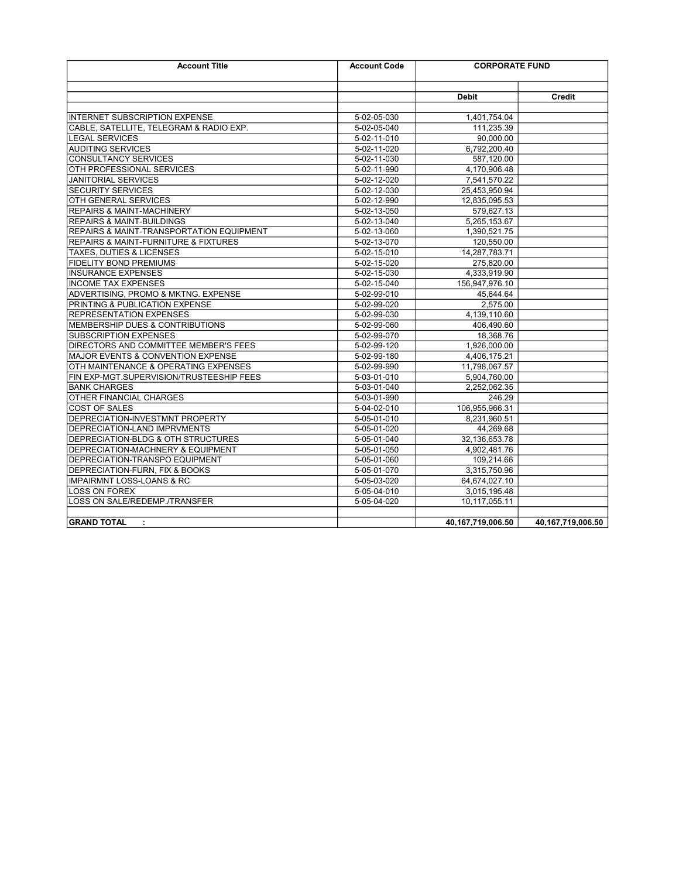| Account Title | Account Code | CORPORATE FUND | |
|---|---|---|---|
| | | | |
| | | Debit | Credit |
| | | | |
| INTERNET SUBSCRIPTION EXPENSE | 5-02-05-030 | 1,401,754.04 | |
| CABLE, SATELLITE, TELEGRAM & RADIO EXP. | 5-02-05-040 | 111,235.39 | |
| LEGAL SERVICES | 5-02-11-010 | 90,000.00 | |
| AUDITING SERVICES | 5-02-11-020 | 6,792,200.40 | |
| CONSULTANCY SERVICES | 5-02-11-030 | 587,120.00 | |
| OTH PROFESSIONAL SERVICES | 5-02-11-990 | 4,170,906.48 | |
| JANITORIAL SERVICES | 5-02-12-020 | 7,541,570.22 | |
| SECURITY SERVICES | 5-02-12-030 | 25,453,950.94 | |
| OTH GENERAL SERVICES | 5-02-12-990 | 12,835,095.53 | |
| REPAIRS & MAINT-MACHINERY | 5-02-13-050 | 579,627.13 | |
| REPAIRS & MAINT-BUILDINGS | 5-02-13-040 | 5,265,153.67 | |
| REPAIRS & MAINT-TRANSPORTATION EQUIPMENT | 5-02-13-060 | 1,390,521.75 | |
| REPAIRS & MAINT-FURNITURE & FIXTURES | 5-02-13-070 | 120,550.00 | |
| TAXES, DUTIES & LICENSES | 5-02-15-010 | 14,287,783.71 | |
| FIDELITY BOND PREMIUMS | 5-02-15-020 | 275,820.00 | |
| INSURANCE EXPENSES | 5-02-15-030 | 4,333,919.90 | |
| INCOME TAX EXPENSES | 5-02-15-040 | 156,947,976.10 | |
| ADVERTISING, PROMO & MKTNG. EXPENSE | 5-02-99-010 | 45,644.64 | |
| PRINTING & PUBLICATION EXPENSE | 5-02-99-020 | 2,575.00 | |
| REPRESENTATION EXPENSES | 5-02-99-030 | 4,139,110.60 | |
| MEMBERSHIP DUES & CONTRIBUTIONS | 5-02-99-060 | 406,490.60 | |
| SUBSCRIPTION EXPENSES | 5-02-99-070 | 18,368.76 | |
| DIRECTORS AND COMMITTEE MEMBER'S FEES | 5-02-99-120 | 1,926,000.00 | |
| MAJOR EVENTS & CONVENTION EXPENSE | 5-02-99-180 | 4,406,175.21 | |
| OTH MAINTENANCE & OPERATING EXPENSES | 5-02-99-990 | 11,798,067.57 | |
| FIN EXP-MGT.SUPERVISION/TRUSTEESHIP FEES | 5-03-01-010 | 5,904,760.00 | |
| BANK CHARGES | 5-03-01-040 | 2,252,062.35 | |
| OTHER FINANCIAL CHARGES | 5-03-01-990 | 246.29 | |
| COST OF SALES | 5-04-02-010 | 106,955,966.31 | |
| DEPRECIATION-INVESTMNT PROPERTY | 5-05-01-010 | 8,231,960.51 | |
| DEPRECIATION-LAND IMPRVMENTS | 5-05-01-020 | 44,269.68 | |
| DEPRECIATION-BLDG & OTH STRUCTURES | 5-05-01-040 | 32,136,653.78 | |
| DEPRECIATION-MACHNERY & EQUIPMENT | 5-05-01-050 | 4,902,481.76 | |
| DEPRECIATION-TRANSPO EQUIPMENT | 5-05-01-060 | 109,214.66 | |
| DEPRECIATION-FURN, FIX & BOOKS | 5-05-01-070 | 3,315,750.96 | |
| IMPAIRMNT LOSS-LOANS & RC | 5-05-03-020 | 64,674,027.10 | |
| LOSS ON FOREX | 5-05-04-010 | 3,015,195.48 | |
| LOSS ON SALE/REDEMP./TRANSFER | 5-05-04-020 | 10,117,055.11 | |
| | | | |
| **GRAND TOTAL :** | | **40,167,719,006.50** | **40,167,719,006.50** |